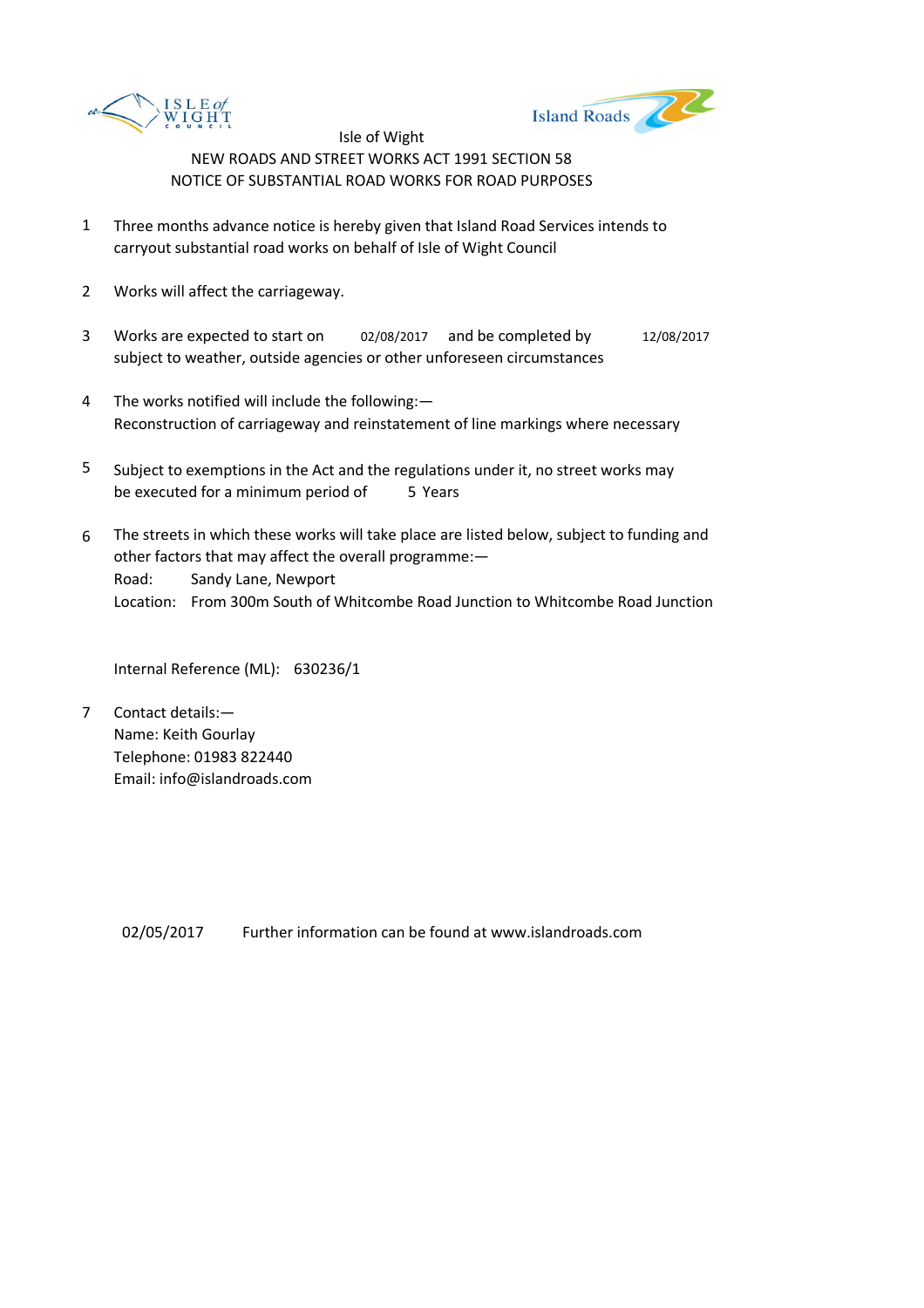Isle of Wight

NEW ROADS AND STREET WORKS ACT 1991 SECTION 58

NOTICE OF SUBSTANTIAL ROAD WORKS FOR ROAD PURPOSES

1. Three months advance notice is hereby given that Island Road Services intends to carryout substantial road works on behalf of Isle of Wight Council

2. Works will affect the carriageway.

3. Works are expected to start on 02/08/2017 and be completed by 12/08/2017 subject to weather, outside agencies or other unforeseen circumstances

4. The works notified will include the following:—
   Reconstruction of carriageway and reinstatement of line markings where necessary

5. Subject to exemptions in the Act and the regulations under it, no street works may be executed for a minimum period of 5 Years

6. The streets in which these works will take place are listed below, subject to funding and other factors that may affect the overall programme:—
   Road: Sandy Lane, Newport
   Location: From 300m South of Whitcombe Road Junction to Whitcombe Road Junction

   Internal Reference (ML): 630236/1

7. Contact details:—
   Name: Keith Gourlay
   Telephone: 01983 822440
   Email: info@islandroads.com

02/05/2017 Further information can be found at www.islandroads.com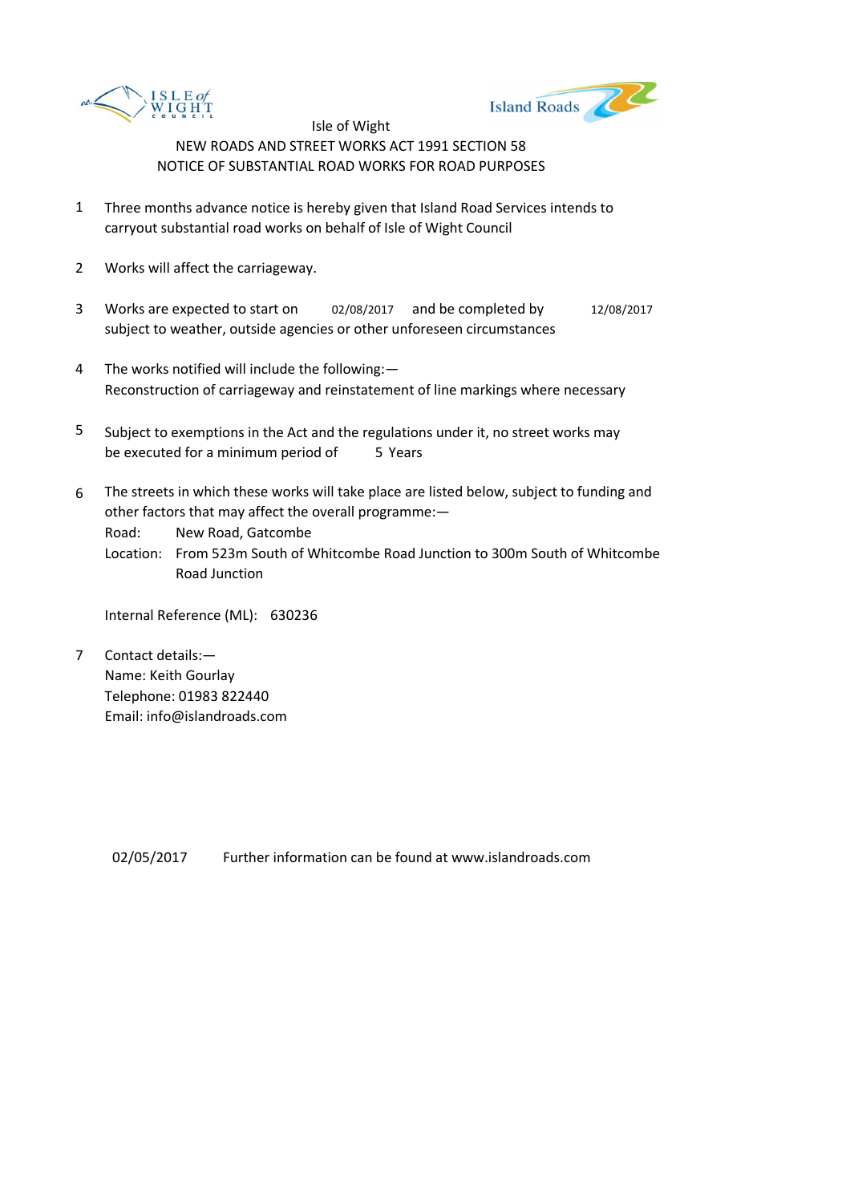Isle of Wight

NEW ROADS AND STREET WORKS ACT 1991 SECTION 58

NOTICE OF SUBSTANTIAL ROAD WORKS FOR ROAD PURPOSES

1. Three months advance notice is hereby given that Island Road Services intends to carryout substantial road works on behalf of Isle of Wight Council

2. Works will affect the carriageway.

3. Works are expected to start on 02/08/2017 and be completed by 12/08/2017 subject to weather, outside agencies or other unforeseen circumstances

4. The works notified will include the following:—
   Reconstruction of carriageway and reinstatement of line markings where necessary

5. Subject to exemptions in the Act and the regulations under it, no street works may be executed for a minimum period of 5 Years

6. The streets in which these works will take place are listed below, subject to funding and other factors that may affect the overall programme:—
   Road: New Road, Gatcombe
   Location: From 523m South of Whitcombe Road Junction to 300m South of Whitcombe Road Junction

   Internal Reference (ML): 630236

7. Contact details:—
   Name: Keith Gourlay
   Telephone: 01983 822440
   Email: info@islandroads.com

02/05/2017 Further information can be found at www.islandroads.com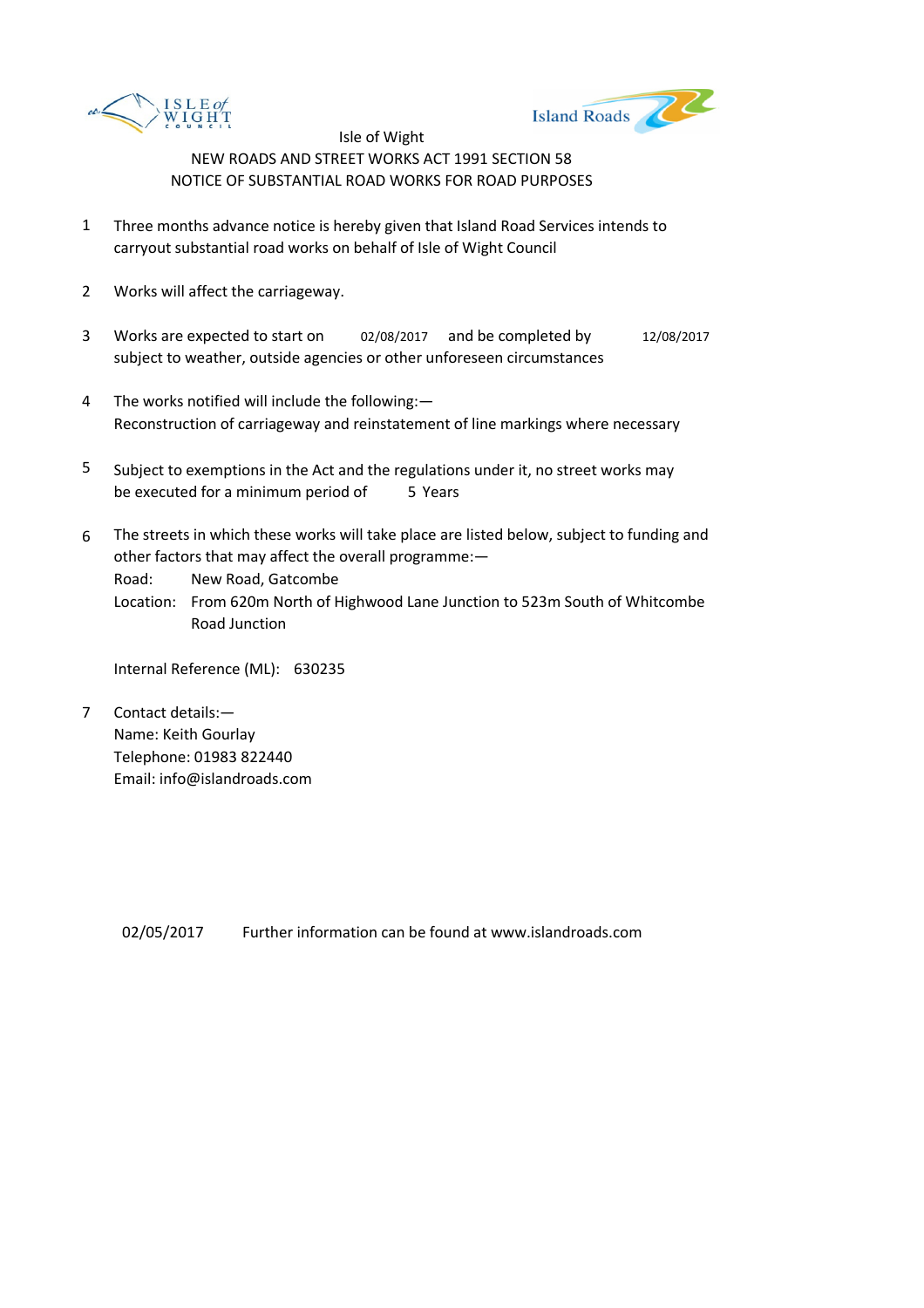Isle of Wight

NEW ROADS AND STREET WORKS ACT 1991 SECTION 58

NOTICE OF SUBSTANTIAL ROAD WORKS FOR ROAD PURPOSES

1. Three months advance notice is hereby given that Island Road Services intends to carryout substantial road works on behalf of Isle of Wight Council

2. Works will affect the carriageway.

3. Works are expected to start on 02/08/2017 and be completed by 12/08/2017 subject to weather, outside agencies or other unforeseen circumstances

4. The works notified will include the following:— Reconstruction of carriageway and reinstatement of line markings where necessary

5. Subject to exemptions in the Act and the regulations under it, no street works may be executed for a minimum period of 5 Years

6. The streets in which these works will take place are listed below, subject to funding and other factors that may affect the overall programme:—
   Road: New Road, Gatcombe
   Location: From 620m North of Highwood Lane Junction to 523m South of Whitcombe Road Junction

   Internal Reference (ML): 630235

7. Contact details:—
   Name: Keith Gourlay
   Telephone: 01983 822440
   Email: info@islandroads.com

02/05/2017 Further information can be found at www.islandroads.com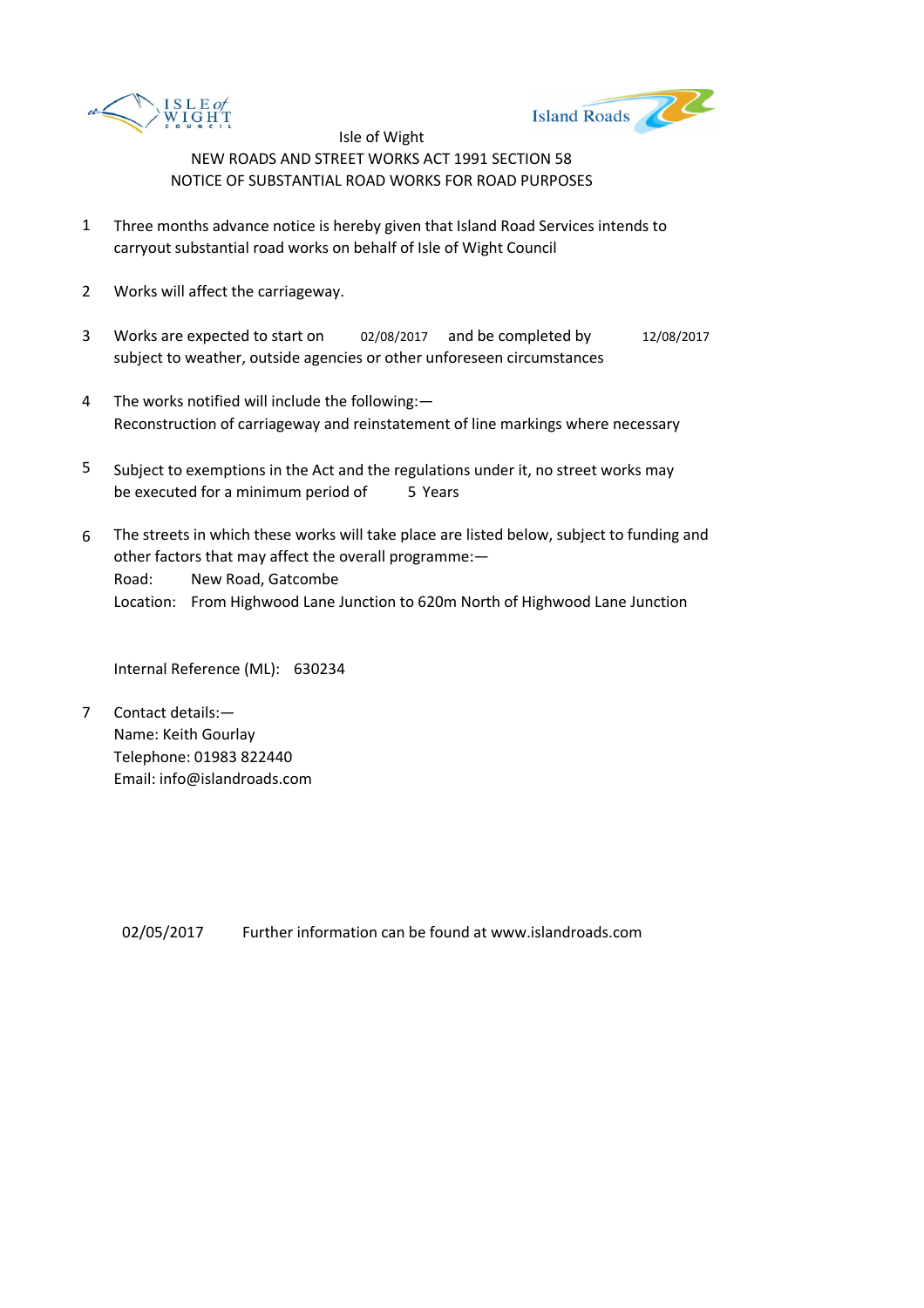Isle of Wight

NEW ROADS AND STREET WORKS ACT 1991 SECTION 58

NOTICE OF SUBSTANTIAL ROAD WORKS FOR ROAD PURPOSES

1. Three months advance notice is hereby given that Island Road Services intends to carryout substantial road works on behalf of Isle of Wight Council

2. Works will affect the carriageway.

3. Works are expected to start on 02/08/2017 and be completed by 12/08/2017 subject to weather, outside agencies or other unforeseen circumstances

4. The works notified will include the following:—
   Reconstruction of carriageway and reinstatement of line markings where necessary

5. Subject to exemptions in the Act and the regulations under it, no street works may be executed for a minimum period of 5 Years

6. The streets in which these works will take place are listed below, subject to funding and other factors that may affect the overall programme:—
   Road: New Road, Gatcombe
   Location: From Highwood Lane Junction to 620m North of Highwood Lane Junction

   Internal Reference (ML): 630234

7. Contact details:—
   Name: Keith Gourlay
   Telephone: 01983 822440
   Email: info@islandroads.com

02/05/2017 Further information can be found at www.islandroads.com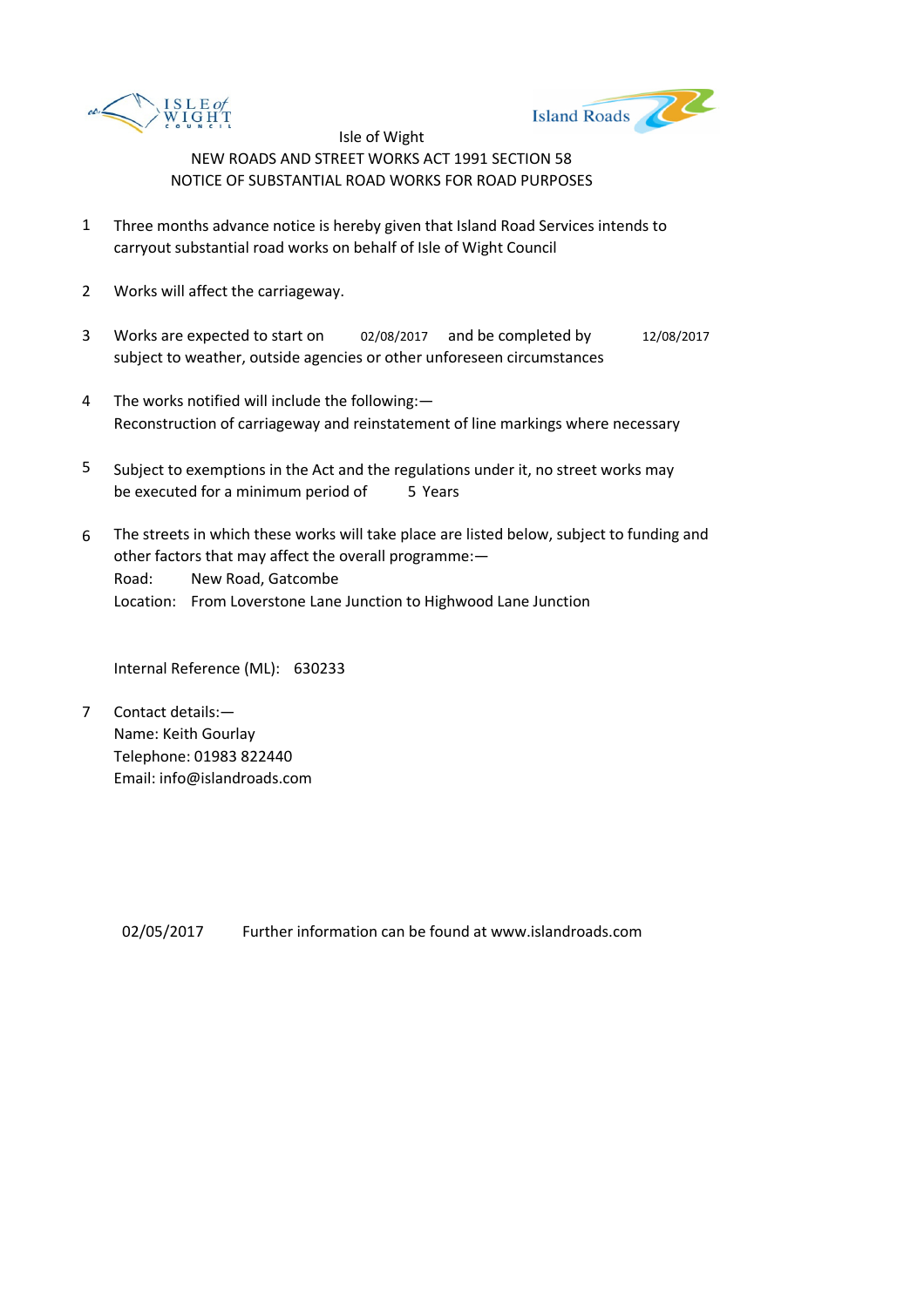Isle of Wight

NEW ROADS AND STREET WORKS ACT 1991 SECTION 58

NOTICE OF SUBSTANTIAL ROAD WORKS FOR ROAD PURPOSES

1. Three months advance notice is hereby given that Island Road Services intends to carryout substantial road works on behalf of Isle of Wight Council

2. Works will affect the carriageway.

3. Works are expected to start on 02/08/2017 and be completed by 12/08/2017 subject to weather, outside agencies or other unforeseen circumstances

4. The works notified will include the following:—
   Reconstruction of carriageway and reinstatement of line markings where necessary

5. Subject to exemptions in the Act and the regulations under it, no street works may be executed for a minimum period of 5 Years

6. The streets in which these works will take place are listed below, subject to funding and other factors that may affect the overall programme:—
   Road: New Road, Gatcombe
   Location: From Loverstone Lane Junction to Highwood Lane Junction

   Internal Reference (ML): 630233

7. Contact details:—
   Name: Keith Gourlay
   Telephone: 01983 822440
   Email: info@islandroads.com

02/05/2017 Further information can be found at www.islandroads.com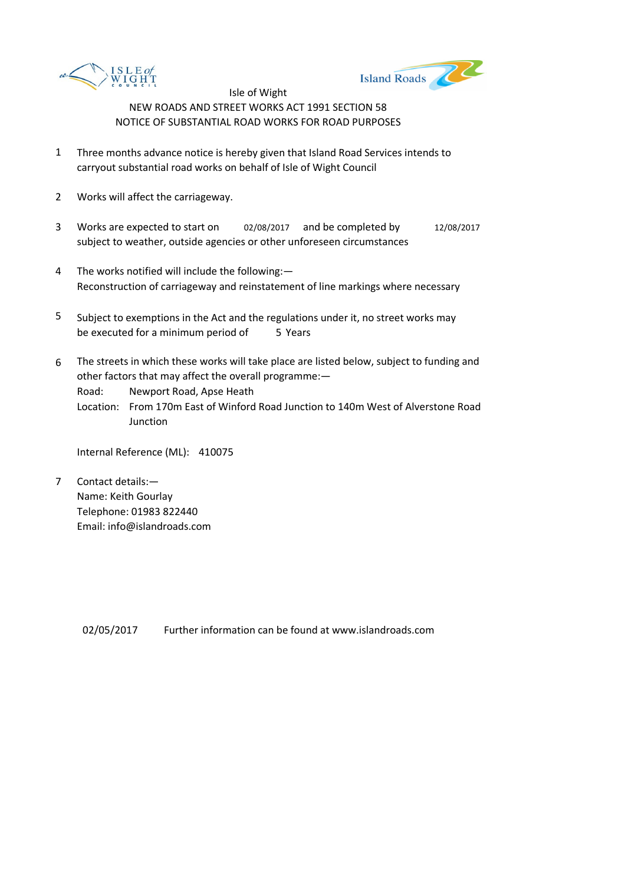Isle of Wight

NEW ROADS AND STREET WORKS ACT 1991 SECTION 58

NOTICE OF SUBSTANTIAL ROAD WORKS FOR ROAD PURPOSES

1. Three months advance notice is hereby given that Island Road Services intends to carryout substantial road works on behalf of Isle of Wight Council

2. Works will affect the carriageway.

3. Works are expected to start on 02/08/2017 and be completed by 12/08/2017 subject to weather, outside agencies or other unforeseen circumstances

4. The works notified will include the following:—
   Reconstruction of carriageway and reinstatement of line markings where necessary

5. Subject to exemptions in the Act and the regulations under it, no street works may be executed for a minimum period of 5 Years

6. The streets in which these works will take place are listed below, subject to funding and other factors that may affect the overall programme:—
   Road: Newport Road, Apse Heath
   Location: From 170m East of Winford Road Junction to 140m West of Alverstone Road Junction

   Internal Reference (ML): 410075

7. Contact details:—
   Name: Keith Gourlay
   Telephone: 01983 822440
   Email: info@islandroads.com

02/05/2017 Further information can be found at www.islandroads.com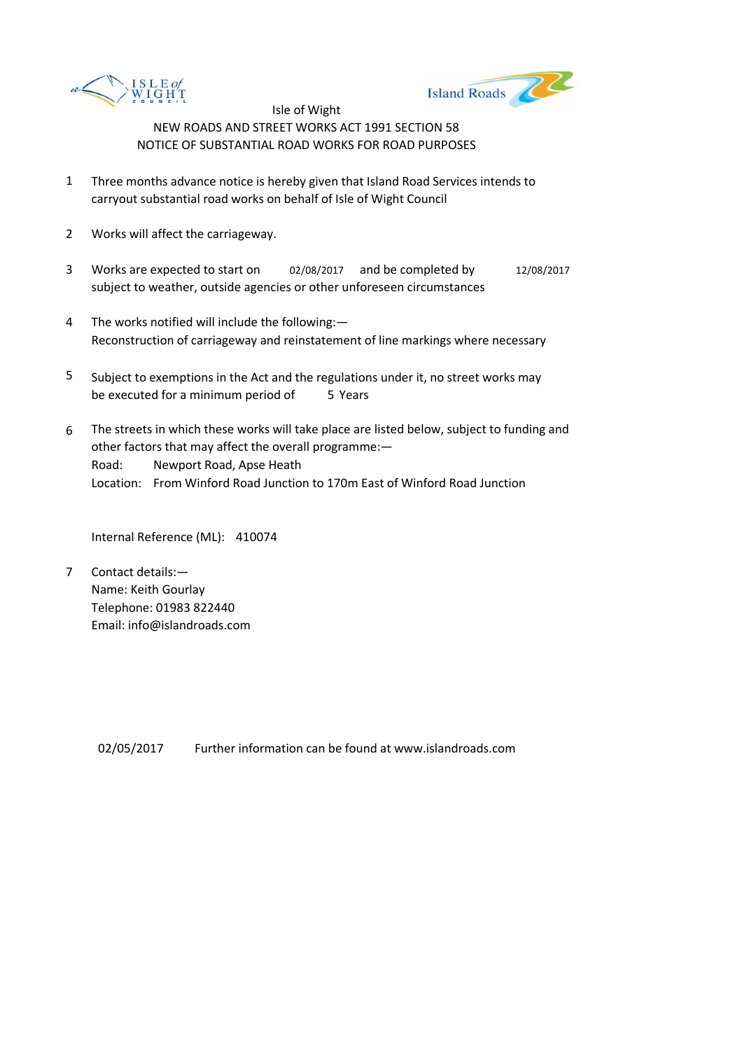Isle of Wight

NEW ROADS AND STREET WORKS ACT 1991 SECTION 58

NOTICE OF SUBSTANTIAL ROAD WORKS FOR ROAD PURPOSES

1. Three months advance notice is hereby given that Island Road Services intends to carryout substantial road works on behalf of Isle of Wight Council

2. Works will affect the carriageway.

3. Works are expected to start on 02/08/2017 and be completed by 12/08/2017 subject to weather, outside agencies or other unforeseen circumstances

4. The works notified will include the following:—
   Reconstruction of carriageway and reinstatement of line markings where necessary

5. Subject to exemptions in the Act and the regulations under it, no street works may be executed for a minimum period of 5 Years

6. The streets in which these works will take place are listed below, subject to funding and other factors that may affect the overall programme:—
   Road: Newport Road, Apse Heath
   Location: From Winford Road Junction to 170m East of Winford Road Junction

   Internal Reference (ML): 410074

7. Contact details:—
   Name: Keith Gourlay
   Telephone: 01983 822440
   Email: info@islandroads.com

02/05/2017 Further information can be found at www.islandroads.com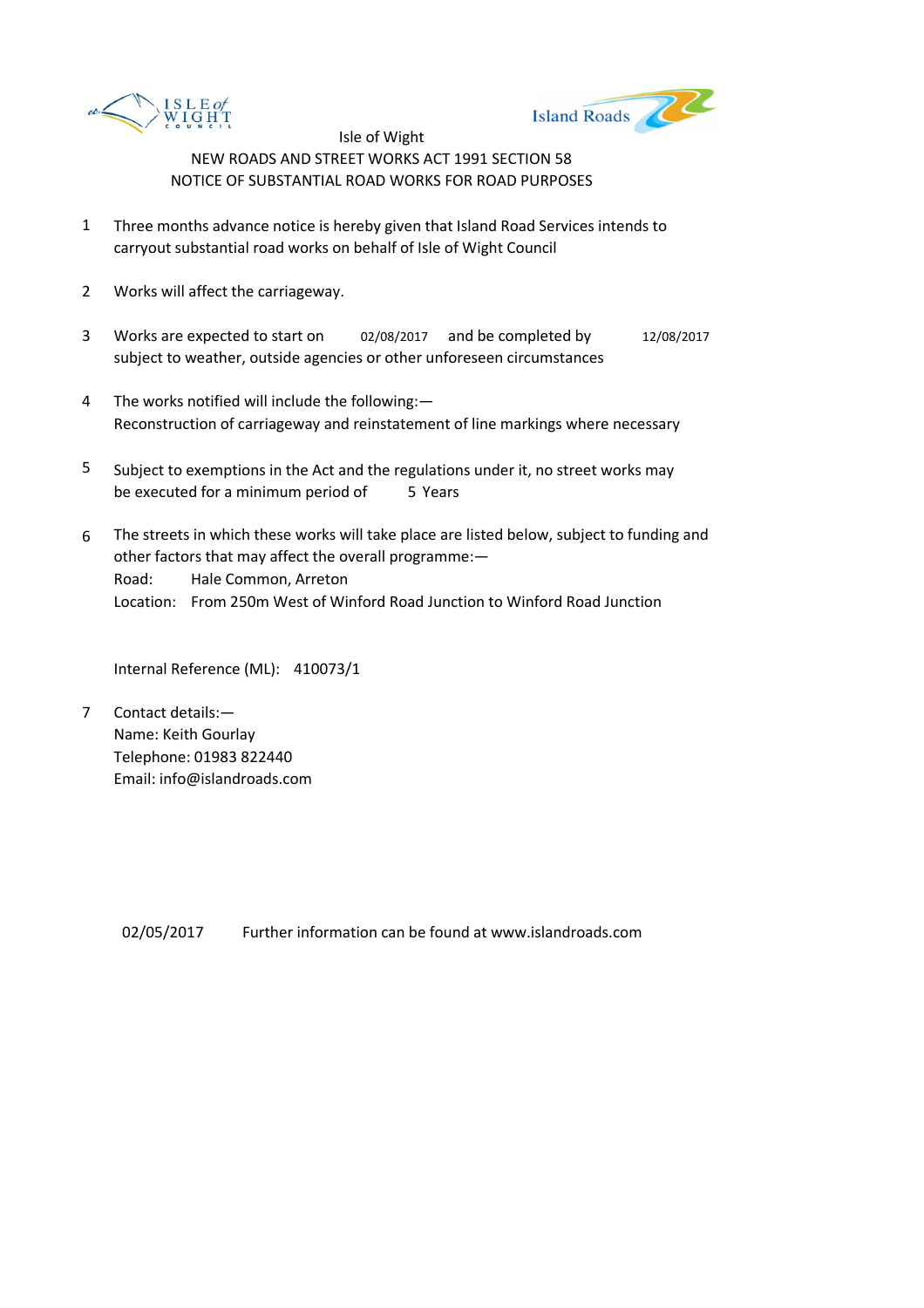Isle of Wight

NEW ROADS AND STREET WORKS ACT 1991 SECTION 58

NOTICE OF SUBSTANTIAL ROAD WORKS FOR ROAD PURPOSES

1. Three months advance notice is hereby given that Island Road Services intends to carryout substantial road works on behalf of Isle of Wight Council

2. Works will affect the carriageway.

3. Works are expected to start on 02/08/2017 and be completed by 12/08/2017 subject to weather, outside agencies or other unforeseen circumstances

4. The works notified will include the following:—
   Reconstruction of carriageway and reinstatement of line markings where necessary

5. Subject to exemptions in the Act and the regulations under it, no street works may be executed for a minimum period of 5 Years

6. The streets in which these works will take place are listed below, subject to funding and other factors that may affect the overall programme:—
   Road: Hale Common, Arreton
   Location: From 250m West of Winford Road Junction to Winford Road Junction

   Internal Reference (ML): 410073/1

7. Contact details:—
   Name: Keith Gourlay
   Telephone: 01983 822440
   Email: info@islandroads.com

02/05/2017 Further information can be found at www.islandroads.com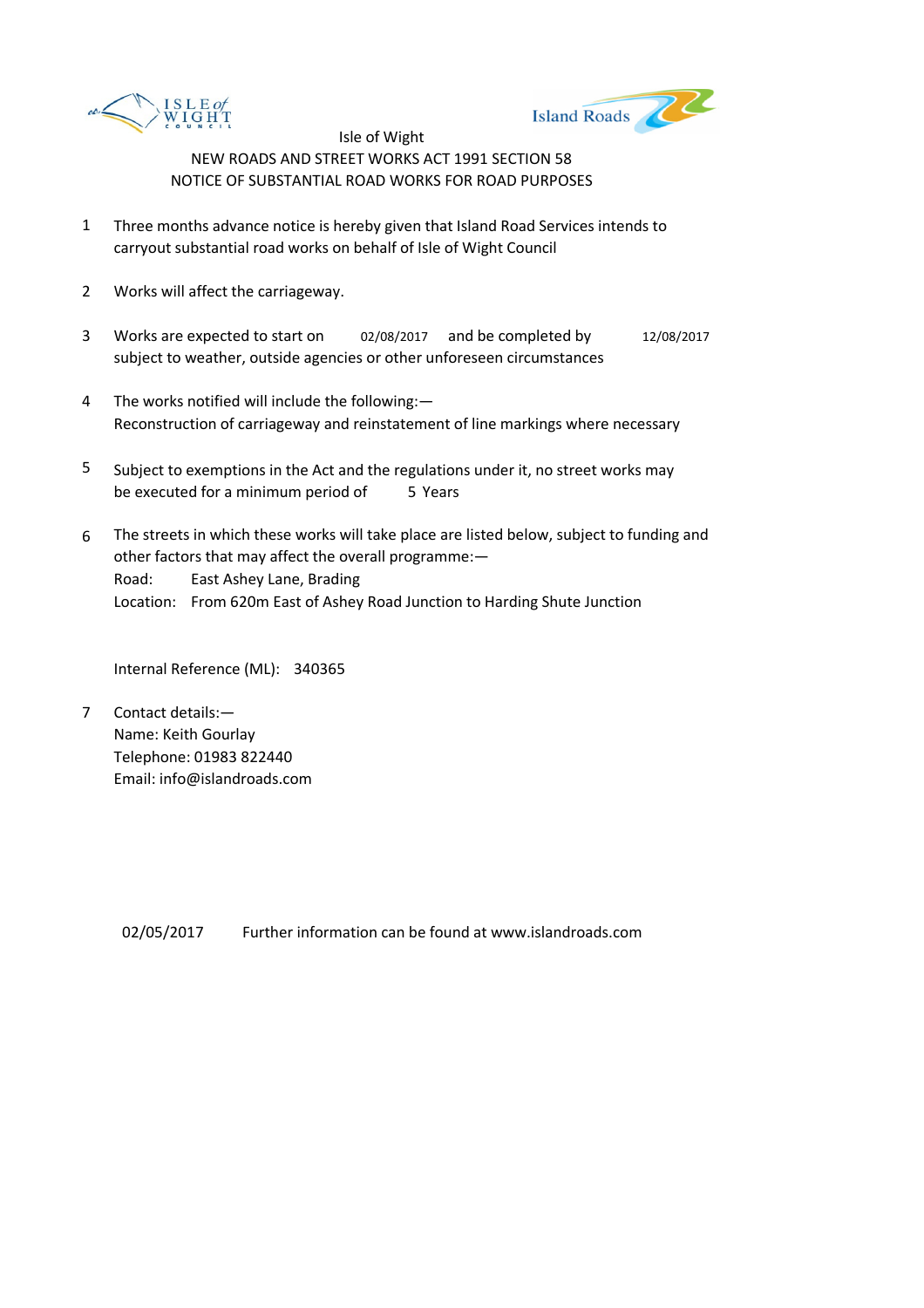Isle of Wight

NEW ROADS AND STREET WORKS ACT 1991 SECTION 58

NOTICE OF SUBSTANTIAL ROAD WORKS FOR ROAD PURPOSES

1. Three months advance notice is hereby given that Island Road Services intends to carryout substantial road works on behalf of Isle of Wight Council

2. Works will affect the carriageway.

3. Works are expected to start on 02/08/2017 and be completed by 12/08/2017 subject to weather, outside agencies or other unforeseen circumstances

4. The works notified will include the following:—
   Reconstruction of carriageway and reinstatement of line markings where necessary

5. Subject to exemptions in the Act and the regulations under it, no street works may be executed for a minimum period of 5 Years

6. The streets in which these works will take place are listed below, subject to funding and other factors that may affect the overall programme:—
   Road: East Ashey Lane, Brading
   Location: From 620m East of Ashey Road Junction to Harding Shute Junction

   Internal Reference (ML): 340365

7. Contact details:—
   Name: Keith Gourlay
   Telephone: 01983 822440
   Email: info@islandroads.com

02/05/2017 Further information can be found at www.islandroads.com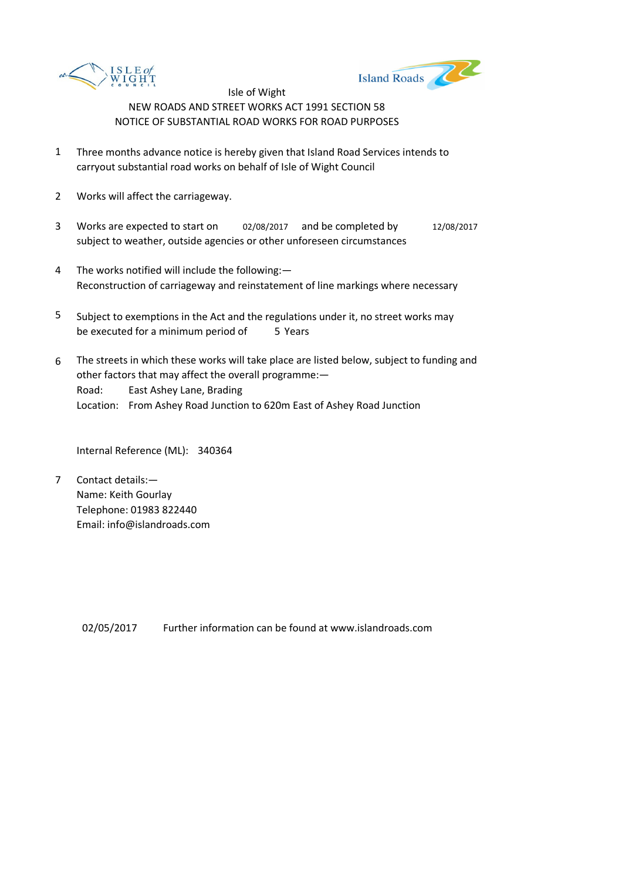Isle of Wight

NEW ROADS AND STREET WORKS ACT 1991 SECTION 58

NOTICE OF SUBSTANTIAL ROAD WORKS FOR ROAD PURPOSES

1. Three months advance notice is hereby given that Island Road Services intends to carryout substantial road works on behalf of Isle of Wight Council

2. Works will affect the carriageway.

3. Works are expected to start on 02/08/2017 and be completed by 12/08/2017 subject to weather, outside agencies or other unforeseen circumstances

4. The works notified will include the following:—
   Reconstruction of carriageway and reinstatement of line markings where necessary

5. Subject to exemptions in the Act and the regulations under it, no street works may be executed for a minimum period of 5 Years

6. The streets in which these works will take place are listed below, subject to funding and other factors that may affect the overall programme:—
   Road: East Ashey Lane, Brading
   Location: From Ashey Road Junction to 620m East of Ashey Road Junction

   Internal Reference (ML): 340364

7. Contact details:—
   Name: Keith Gourlay
   Telephone: 01983 822440
   Email: info@islandroads.com

02/05/2017 Further information can be found at www.islandroads.com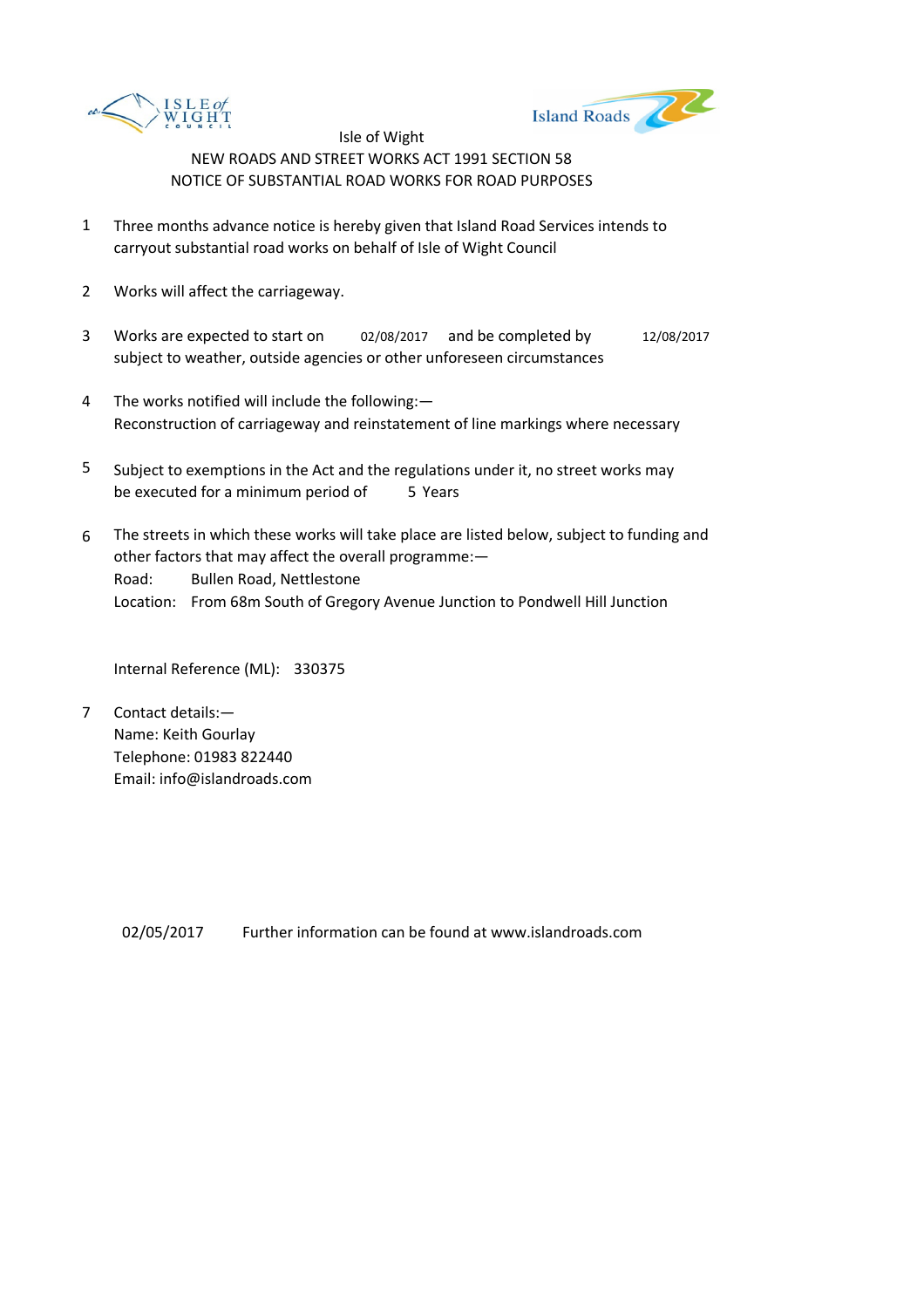Isle of Wight

NEW ROADS AND STREET WORKS ACT 1991 SECTION 58

NOTICE OF SUBSTANTIAL ROAD WORKS FOR ROAD PURPOSES

1. Three months advance notice is hereby given that Island Road Services intends to carryout substantial road works on behalf of Isle of Wight Council

2. Works will affect the carriageway.

3. Works are expected to start on 02/08/2017 and be completed by 12/08/2017 subject to weather, outside agencies or other unforeseen circumstances

4. The works notified will include the following:—
   Reconstruction of carriageway and reinstatement of line markings where necessary

5. Subject to exemptions in the Act and the regulations under it, no street works may be executed for a minimum period of 5 Years

6. The streets in which these works will take place are listed below, subject to funding and other factors that may affect the overall programme:—
   Road: Bullen Road, Nettlestone
   Location: From 68m South of Gregory Avenue Junction to Pondwell Hill Junction

   Internal Reference (ML): 330375

7. Contact details:—
   Name: Keith Gourlay
   Telephone: 01983 822440
   Email: info@islandroads.com

02/05/2017 Further information can be found at www.islandroads.com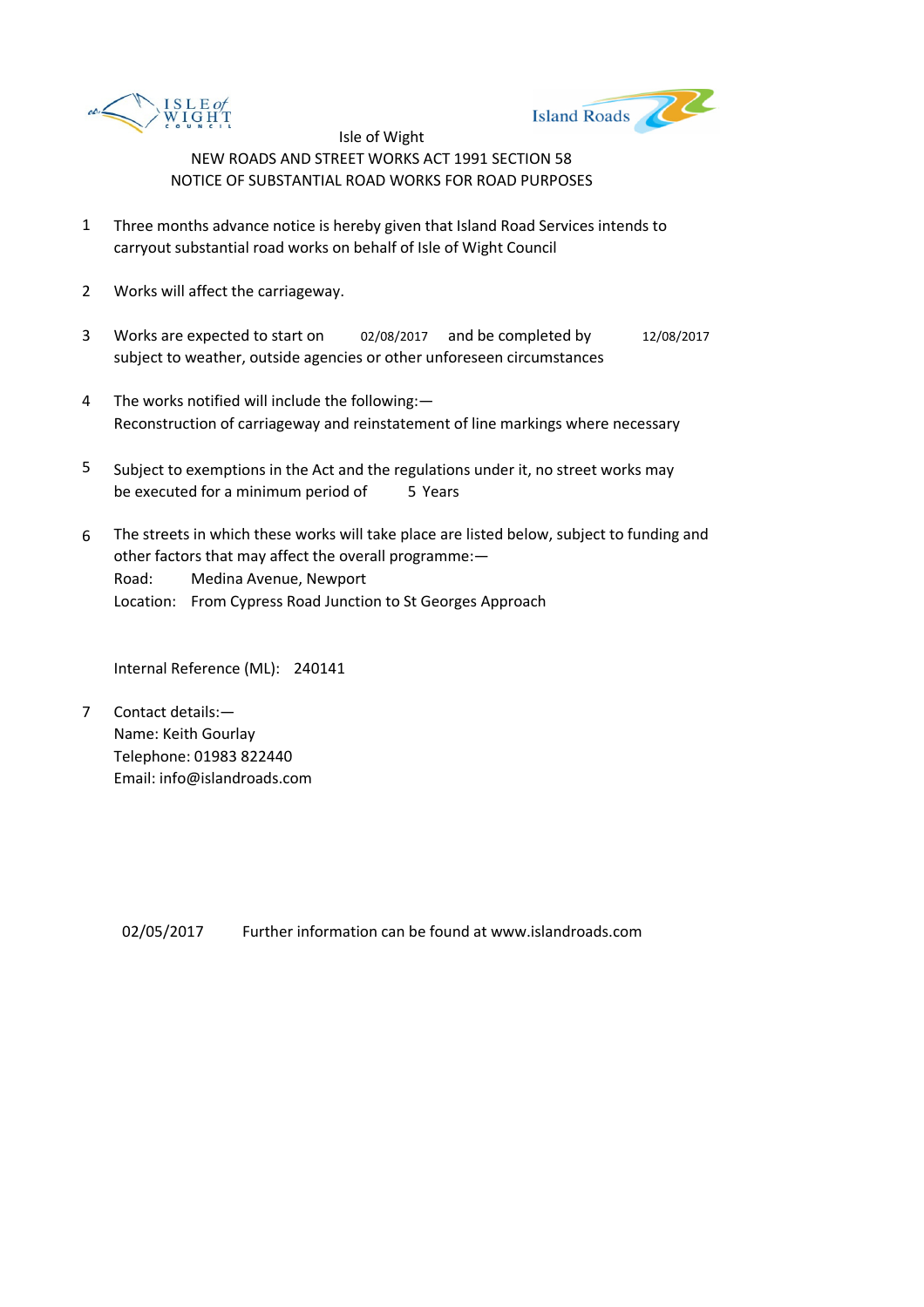Isle of Wight

NEW ROADS AND STREET WORKS ACT 1991 SECTION 58

NOTICE OF SUBSTANTIAL ROAD WORKS FOR ROAD PURPOSES

1. Three months advance notice is hereby given that Island Road Services intends to carryout substantial road works on behalf of Isle of Wight Council

2. Works will affect the carriageway.

3. Works are expected to start on 02/08/2017 and be completed by 12/08/2017 subject to weather, outside agencies or other unforeseen circumstances

4. The works notified will include the following:—
   Reconstruction of carriageway and reinstatement of line markings where necessary

5. Subject to exemptions in the Act and the regulations under it, no street works may be executed for a minimum period of 5 Years

6. The streets in which these works will take place are listed below, subject to funding and other factors that may affect the overall programme:—
   Road: Medina Avenue, Newport
   Location: From Cypress Road Junction to St Georges Approach

   Internal Reference (ML): 240141

7. Contact details:—
   Name: Keith Gourlay
   Telephone: 01983 822440
   Email: info@islandroads.com

02/05/2017 Further information can be found at www.islandroads.com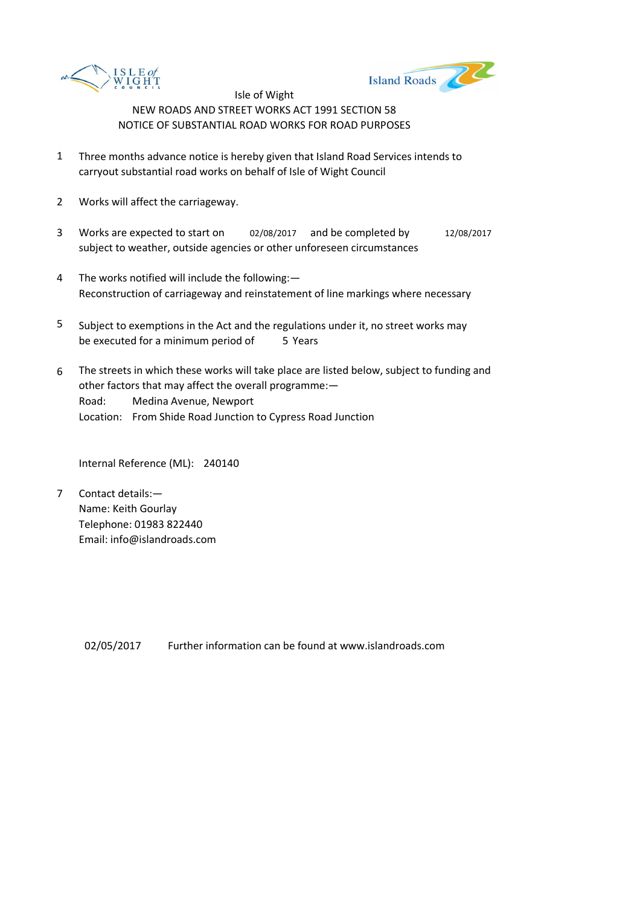Isle of Wight

NEW ROADS AND STREET WORKS ACT 1991 SECTION 58

NOTICE OF SUBSTANTIAL ROAD WORKS FOR ROAD PURPOSES

1. Three months advance notice is hereby given that Island Road Services intends to carryout substantial road works on behalf of Isle of Wight Council

2. Works will affect the carriageway.

3. Works are expected to start on 02/08/2017 and be completed by 12/08/2017 subject to weather, outside agencies or other unforeseen circumstances

4. The works notified will include the following:—
   Reconstruction of carriageway and reinstatement of line markings where necessary

5. Subject to exemptions in the Act and the regulations under it, no street works may be executed for a minimum period of 5 Years

6. The streets in which these works will take place are listed below, subject to funding and other factors that may affect the overall programme:—
   Road: Medina Avenue, Newport
   Location: From Shide Road Junction to Cypress Road Junction

   Internal Reference (ML): 240140

7. Contact details:—
   Name: Keith Gourlay
   Telephone: 01983 822440
   Email: info@islandroads.com

02/05/2017 Further information can be found at www.islandroads.com